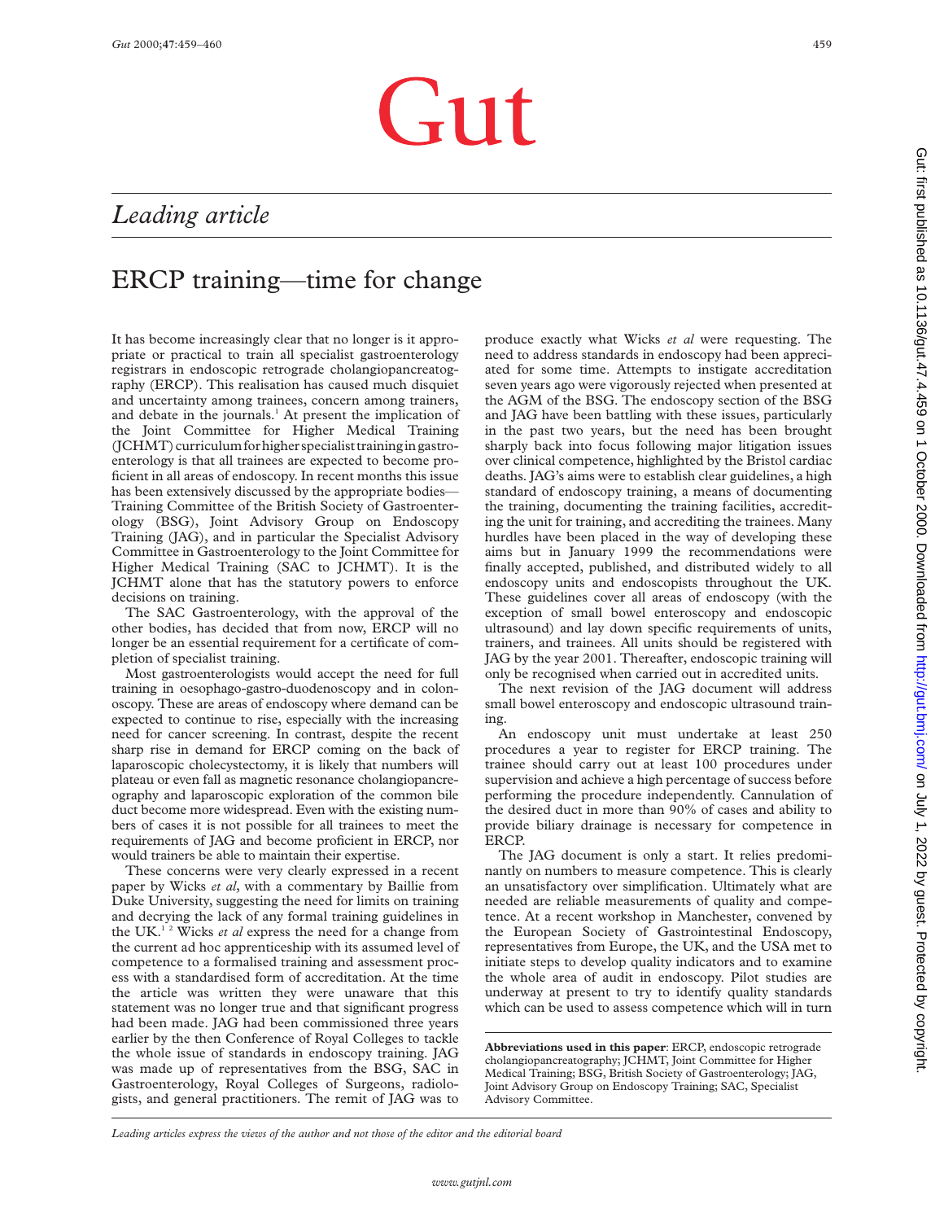# Gut

## Leading article

# ERCP training—time for change

It has become increasingly clear that no longer is it appropriate or practical to train all specialist gastroenterology registrars in endoscopic retrograde cholangiopancreatography (ERCP). This realisation has caused much disquiet and uncertainty among trainees, concern among trainers, and debate in the journals.[1] At present the implication of the Joint Committee for Higher Medical Training (JCHMT) curriculum for higher specialist training in gastroenterology is that all trainees are expected to become proficient in all areas of endoscopy. In recent months this issue has been extensively discussed by the appropriate bodies—Training Committee of the British Society of Gastroenterology (BSG), Joint Advisory Group on Endoscopy Training (JAG), and in particular the Specialist Advisory Committee in Gastroenterology to the Joint Committee for Higher Medical Training (SAC to JCHMT). It is the JCHMT alone that has the statutory powers to enforce decisions on training.

The SAC Gastroenterology, with the approval of the other bodies, has decided that from now, ERCP will no longer be an essential requirement for a certificate of completion of specialist training.

Most gastroenterologists would accept the need for full training in oesophago-gastro-duodenoscopy and in colonoscopy. These are areas of endoscopy where demand can be expected to continue to rise, especially with the increasing need for cancer screening. In contrast, despite the recent sharp rise in demand for ERCP coming on the back of laparoscopic cholecystectomy, it is likely that numbers will plateau or even fall as magnetic resonance cholangiopancreography and laparoscopic exploration of the common bile duct become more widespread. Even with the existing numbers of cases it is not possible for all trainees to meet the requirements of JAG and become proficient in ERCP, nor would trainers be able to maintain their expertise.

These concerns were very clearly expressed in a recent paper by Wicks *et al*, with a commentary by Baillie from Duke University, suggesting the need for limits on training and decrying the lack of any formal training guidelines in the UK.[1,2] Wicks *et al* express the need for a change from the current ad hoc apprenticeship with its assumed level of competence to a formalised training and assessment process with a standardised form of accreditation. At the time the article was written they were unaware that this statement was no longer true and that significant progress had been made. JAG had been commissioned three years earlier by the then Conference of Royal Colleges to tackle the whole issue of standards in endoscopy training. JAG was made up of representatives from the BSG, SAC in Gastroenterology, Royal Colleges of Surgeons, radiologists, and general practitioners. The remit of JAG was to produce exactly what Wicks *et al* were requesting. The need to address standards in endoscopy had been appreciated for some time. Attempts to instigate accreditation seven years ago were vigorously rejected when presented at the AGM of the BSG. The endoscopy section of the BSG and JAG have been battling with these issues, particularly in the past two years, but the need has been brought sharply back into focus following major litigation issues over clinical competence, highlighted by the Bristol cardiac deaths. JAG's aims were to establish clear guidelines, a high standard of endoscopy training, a means of documenting the training, documenting the training facilities, accrediting the unit for training, and accrediting the trainees. Many hurdles have been placed in the way of developing these aims but in January 1999 the recommendations were finally accepted, published, and distributed widely to all endoscopy units and endoscopists throughout the UK. These guidelines cover all areas of endoscopy (with the exception of small bowel enteroscopy and endoscopic ultrasound) and lay down specific requirements of units, trainers, and trainees. All units should be registered with JAG by the year 2001. Thereafter, endoscopic training will only be recognised when carried out in accredited units.

The next revision of the JAG document will address small bowel enteroscopy and endoscopic ultrasound training.

An endoscopy unit must undertake at least 250 procedures a year to register for ERCP training. The trainee should carry out at least 100 procedures under supervision and achieve a high percentage of success before performing the procedure independently. Cannulation of the desired duct in more than 90% of cases and ability to provide biliary drainage is necessary for competence in ERCP.

The JAG document is only a start. It relies predominantly on numbers to measure competence. This is clearly an unsatisfactory over simplification. Ultimately what are needed are reliable measurements of quality and competence. At a recent workshop in Manchester, convened by the European Society of Gastrointestinal Endoscopy, representatives from Europe, the UK, and the USA met to initiate steps to develop quality indicators and to examine the whole area of audit in endoscopy. Pilot studies are underway at present to try to identify quality standards which can be used to assess competence which will in turn

**Abbreviations used in this paper**: ERCP, endoscopic retrograde cholangiopancreatography; JCHMT, Joint Committee for Higher Medical Training; BSG, British Society of Gastroenterology; JAG, Joint Advisory Group on Endoscopy Training; SAC, Specialist Advisory Committee.

*Leading articles express the views of the author and not those of the editor and the editorial board*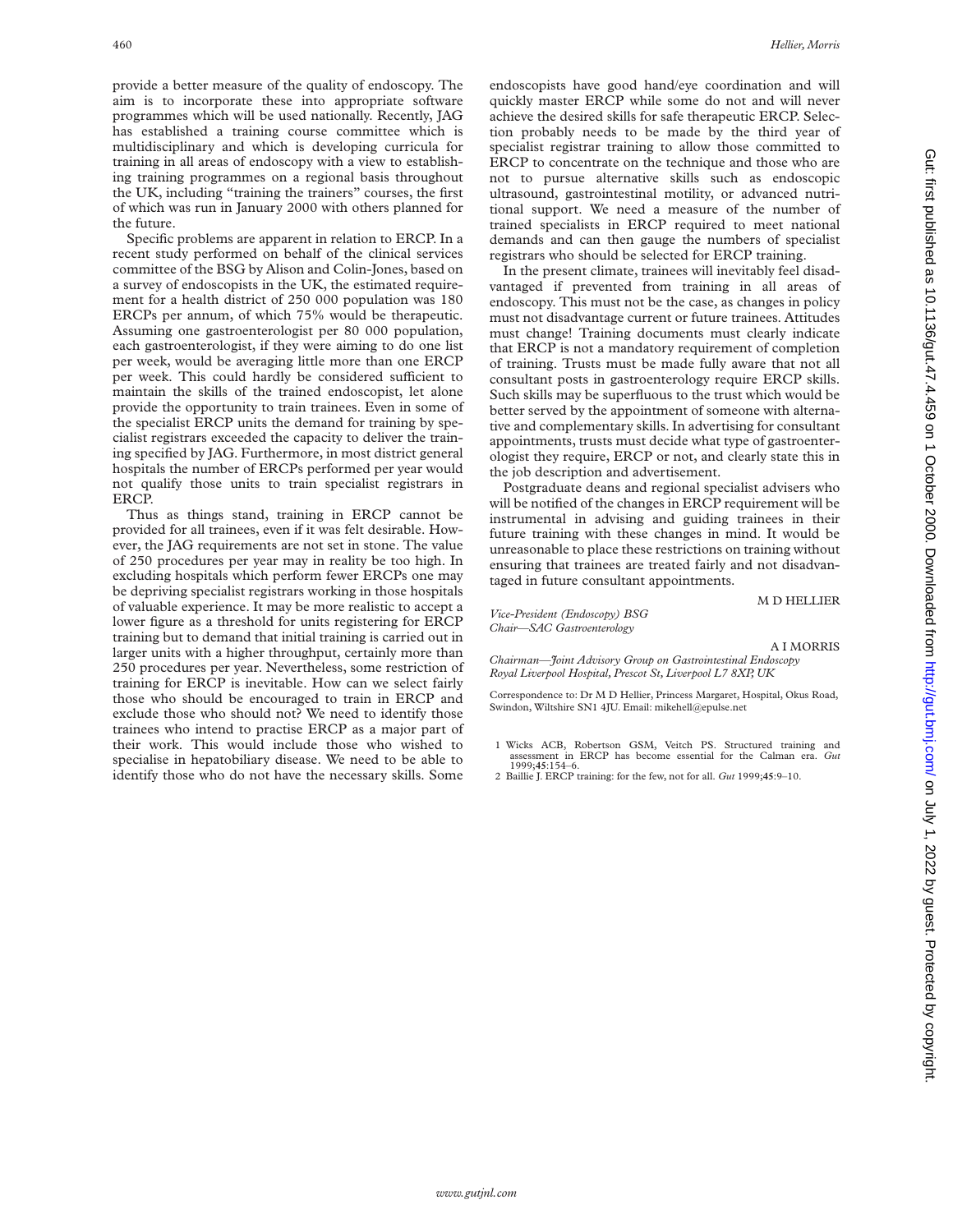provide a better measure of the quality of endoscopy. The aim is to incorporate these into appropriate software programmes which will be used nationally. Recently, JAG has established a training course committee which is multidisciplinary and which is developing curricula for training in all areas of endoscopy with a view to establishing training programmes on a regional basis throughout the UK, including "training the trainers" courses, the first of which was run in January 2000 with others planned for the future.

Specific problems are apparent in relation to ERCP. In a recent study performed on behalf of the clinical services committee of the BSG by Alison and Colin-Jones, based on a survey of endoscopists in the UK, the estimated requirement for a health district of 250 000 population was 180 ERCPs per annum, of which 75% would be therapeutic. Assuming one gastroenterologist per 80 000 population, each gastroenterologist, if they were aiming to do one list per week, would be averaging little more than one ERCP per week. This could hardly be considered sufficient to maintain the skills of the trained endoscopist, let alone provide the opportunity to train trainees. Even in some of the specialist ERCP units the demand for training by specialist registrars exceeded the capacity to deliver the training specified by JAG. Furthermore, in most district general hospitals the number of ERCPs performed per year would not qualify those units to train specialist registrars in ERCP.

Thus as things stand, training in ERCP cannot be provided for all trainees, even if it was felt desirable. However, the JAG requirements are not set in stone. The value of 250 procedures per year may in reality be too high. In excluding hospitals which perform fewer ERCPs one may be depriving specialist registrars working in those hospitals of valuable experience. It may be more realistic to accept a lower figure as a threshold for units registering for ERCP training but to demand that initial training is carried out in larger units with a higher throughput, certainly more than 250 procedures per year. Nevertheless, some restriction of training for ERCP is inevitable. How can we select fairly those who should be encouraged to train in ERCP and exclude those who should not? We need to identify those trainees who intend to practise ERCP as a major part of their work. This would include those who wished to specialise in hepatobiliary disease. We need to be able to identify those who do not have the necessary skills. Some endoscopists have good hand/eye coordination and will quickly master ERCP while some do not and will never achieve the desired skills for safe therapeutic ERCP. Selection probably needs to be made by the third year of specialist registrar training to allow those committed to ERCP to concentrate on the technique and those who are not to pursue alternative skills such as endoscopic ultrasound, gastrointestinal motility, or advanced nutritional support. We need a measure of the number of trained specialists in ERCP required to meet national demands and can then gauge the numbers of specialist registrars who should be selected for ERCP training.

In the present climate, trainees will inevitably feel disadvantaged if prevented from training in all areas of endoscopy. This must not be the case, as changes in policy must not disadvantage current or future trainees. Attitudes must change! Training documents must clearly indicate that ERCP is not a mandatory requirement of completion of training. Trusts must be made fully aware that not all consultant posts in gastroenterology require ERCP skills. Such skills may be superfluous to the trust which would be better served by the appointment of someone with alternative and complementary skills. In advertising for consultant appointments, trusts must decide what type of gastroenterologist they require, ERCP or not, and clearly state this in the job description and advertisement.

Postgraduate deans and regional specialist advisers who will be notified of the changes in ERCP requirement will be instrumental in advising and guiding trainees in their future training with these changes in mind. It would be unreasonable to place these restrictions on training without ensuring that trainees are treated fairly and not disadvantaged in future consultant appointments.

M D HELLIER

*Vice-President (Endoscopy) BSG*
*Chair—SAC Gastroenterology*

A I MORRIS

*Chairman—Joint Advisory Group on Gastrointestinal Endoscopy*
*Royal Liverpool Hospital, Prescot St, Liverpool L7 8XP, UK*

Correspondence to: Dr M D Hellier, Princess Margaret, Hospital, Okus Road, Swindon, Wiltshire SN1 4JU. Email: mikehell@epulse.net

1 Wicks ACB, Robertson GSM, Veitch PS. Structured training and assessment in ERCP has become essential for the Calman era. *Gut* 1999;**45**:154–6.
2 Baillie J. ERCP training: for the few, not for all. *Gut* 1999;**45**:9–10.